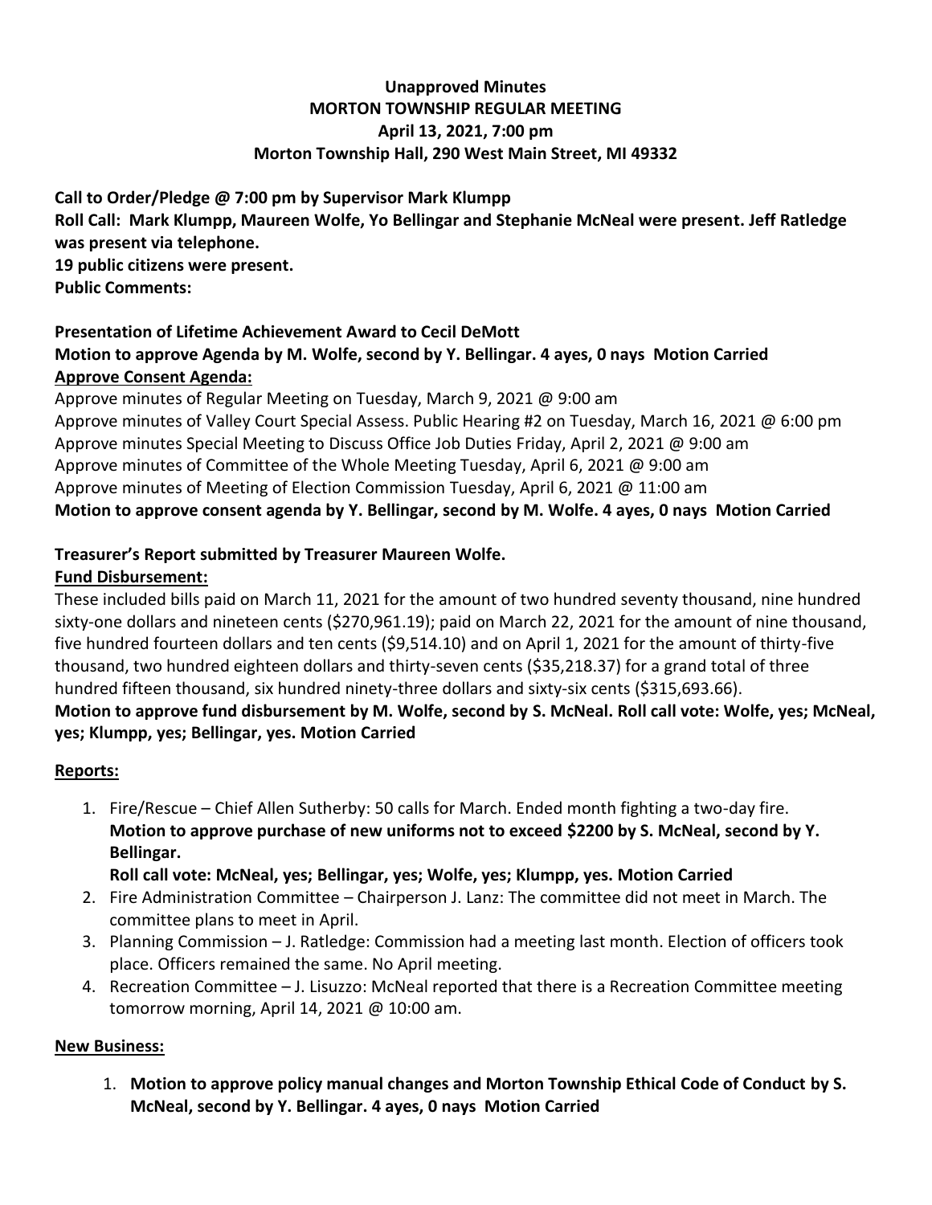# Unapproved Minutes
## MORTON TOWNSHIP REGULAR MEETING
### April 13, 2021, 7:00 pm
### Morton Township Hall, 290 West Main Street, MI 49332

**Call to Order/Pledge @ 7:00 pm by Supervisor Mark Klumpp**

**Roll Call: Mark Klumpp, Maureen Wolfe, Yo Bellingar and Stephanie McNeal were present. Jeff Ratledge was present via telephone.**

**19 public citizens were present.**

**Public Comments:**

**Presentation of Lifetime Achievement Award to Cecil DeMott**

**Motion to approve Agenda by M. Wolfe, second by Y. Bellingar. 4 ayes, 0 nays Motion Carried**

**Approve Consent Agenda:**

Approve minutes of Regular Meeting on Tuesday, March 9, 2021 @ 9:00 am
Approve minutes of Valley Court Special Assess. Public Hearing #2 on Tuesday, March 16, 2021 @ 6:00 pm
Approve minutes Special Meeting to Discuss Office Job Duties Friday, April 2, 2021 @ 9:00 am
Approve minutes of Committee of the Whole Meeting Tuesday, April 6, 2021 @ 9:00 am
Approve minutes of Meeting of Election Commission Tuesday, April 6, 2021 @ 11:00 am

**Motion to approve consent agenda by Y. Bellingar, second by M. Wolfe. 4 ayes, 0 nays Motion Carried**

**Treasurer's Report submitted by Treasurer Maureen Wolfe.**

**Fund Disbursement:**

These included bills paid on March 11, 2021 for the amount of two hundred seventy thousand, nine hundred sixty-one dollars and nineteen cents ($270,961.19); paid on March 22, 2021 for the amount of nine thousand, five hundred fourteen dollars and ten cents ($9,514.10) and on April 1, 2021 for the amount of thirty-five thousand, two hundred eighteen dollars and thirty-seven cents ($35,218.37) for a grand total of three hundred fifteen thousand, six hundred ninety-three dollars and sixty-six cents ($315,693.66).

**Motion to approve fund disbursement by M. Wolfe, second by S. McNeal. Roll call vote: Wolfe, yes; McNeal, yes; Klumpp, yes; Bellingar, yes. Motion Carried**

**Reports:**

1. Fire/Rescue – Chief Allen Sutherby: 50 calls for March. Ended month fighting a two-day fire.
   **Motion to approve purchase of new uniforms not to exceed $2200 by S. McNeal, second by Y. Bellingar.**
   **Roll call vote: McNeal, yes; Bellingar, yes; Wolfe, yes; Klumpp, yes. Motion Carried**
2. Fire Administration Committee – Chairperson J. Lanz: The committee did not meet in March. The committee plans to meet in April.
3. Planning Commission – J. Ratledge: Commission had a meeting last month. Election of officers took place. Officers remained the same. No April meeting.
4. Recreation Committee – J. Lisuzzo: McNeal reported that there is a Recreation Committee meeting tomorrow morning, April 14, 2021 @ 10:00 am.

**New Business:**

1. **Motion to approve policy manual changes and Morton Township Ethical Code of Conduct by S. McNeal, second by Y. Bellingar. 4 ayes, 0 nays Motion Carried**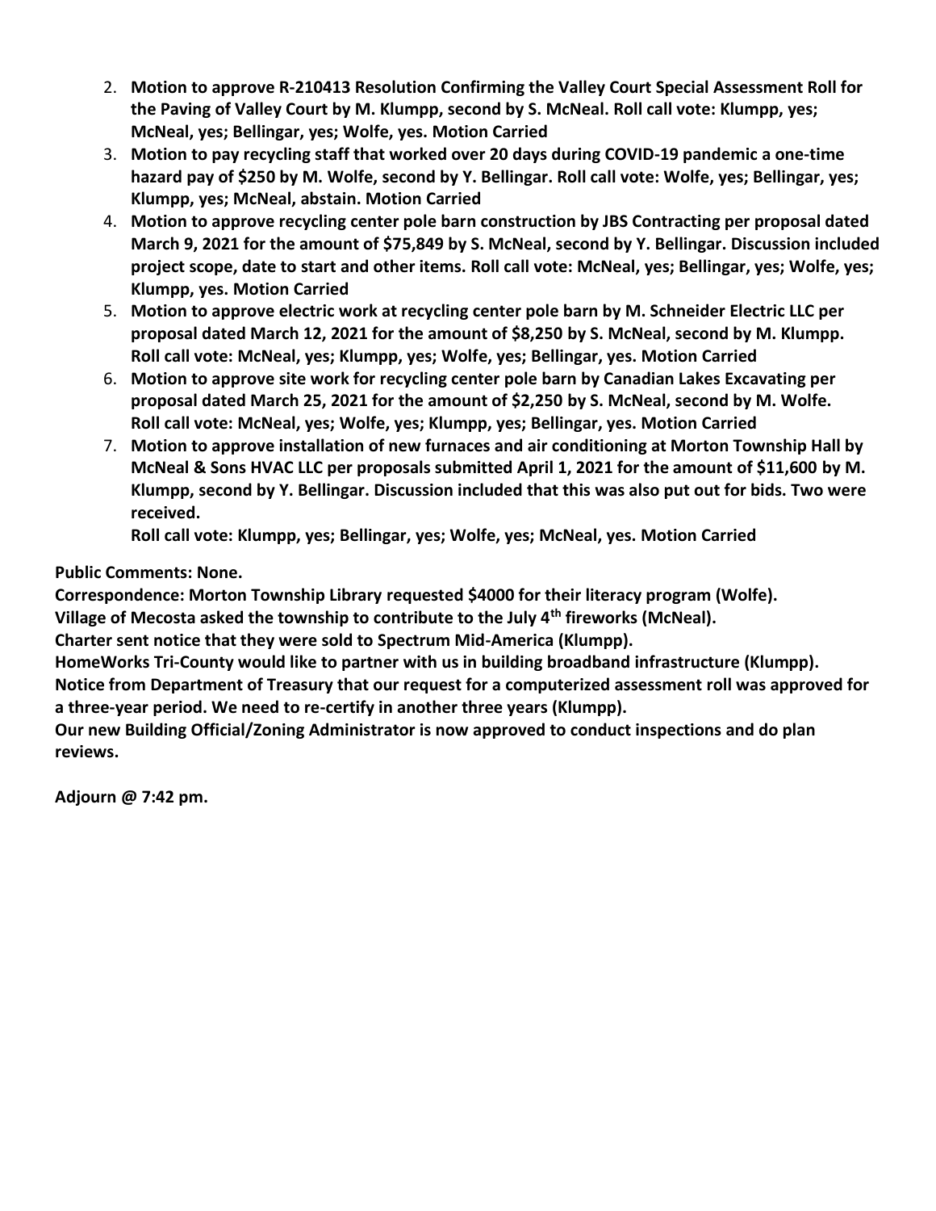2. **Motion to approve R-210413 Resolution Confirming the Valley Court Special Assessment Roll for the Paving of Valley Court by M. Klumpp, second by S. McNeal. Roll call vote: Klumpp, yes; McNeal, yes; Bellingar, yes; Wolfe, yes. Motion Carried**
3. **Motion to pay recycling staff that worked over 20 days during COVID-19 pandemic a one-time hazard pay of $250 by M. Wolfe, second by Y. Bellingar. Roll call vote: Wolfe, yes; Bellingar, yes; Klumpp, yes; McNeal, abstain. Motion Carried**
4. **Motion to approve recycling center pole barn construction by JBS Contracting per proposal dated March 9, 2021 for the amount of $75,849 by S. McNeal, second by Y. Bellingar. Discussion included project scope, date to start and other items. Roll call vote: McNeal, yes; Bellingar, yes; Wolfe, yes; Klumpp, yes. Motion Carried**
5. **Motion to approve electric work at recycling center pole barn by M. Schneider Electric LLC per proposal dated March 12, 2021 for the amount of $8,250 by S. McNeal, second by M. Klumpp. Roll call vote: McNeal, yes; Klumpp, yes; Wolfe, yes; Bellingar, yes. Motion Carried**
6. **Motion to approve site work for recycling center pole barn by Canadian Lakes Excavating per proposal dated March 25, 2021 for the amount of $2,250 by S. McNeal, second by M. Wolfe. Roll call vote: McNeal, yes; Wolfe, yes; Klumpp, yes; Bellingar, yes. Motion Carried**
7. **Motion to approve installation of new furnaces and air conditioning at Morton Township Hall by McNeal & Sons HVAC LLC per proposals submitted April 1, 2021 for the amount of $11,600 by M. Klumpp, second by Y. Bellingar. Discussion included that this was also put out for bids. Two were received.**

   **Roll call vote: Klumpp, yes; Bellingar, yes; Wolfe, yes; McNeal, yes. Motion Carried**

**Public Comments: None.**

**Correspondence: Morton Township Library requested $4000 for their literacy program (Wolfe).**

**Village of Mecosta asked the township to contribute to the July 4th fireworks (McNeal).**

**Charter sent notice that they were sold to Spectrum Mid-America (Klumpp).**

**HomeWorks Tri-County would like to partner with us in building broadband infrastructure (Klumpp).**

**Notice from Department of Treasury that our request for a computerized assessment roll was approved for a three-year period. We need to re-certify in another three years (Klumpp).**

**Our new Building Official/Zoning Administrator is now approved to conduct inspections and do plan reviews.**

**Adjourn @ 7:42 pm.**